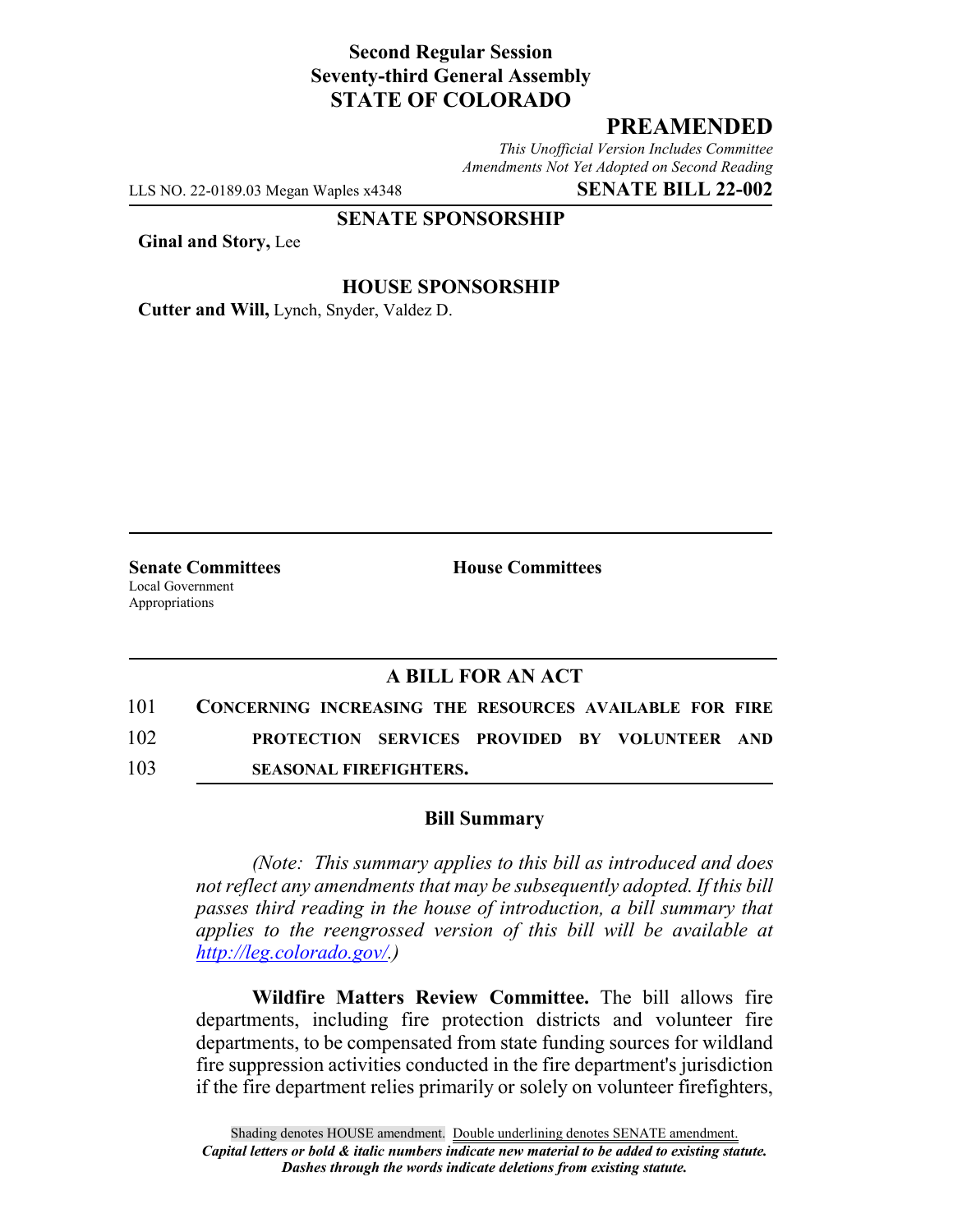**Second Regular Session**
**Seventy-third General Assembly**
**STATE OF COLORADO**

# PREAMENDED

*This Unofficial Version Includes Committee Amendments Not Yet Adopted on Second Reading*

LLS NO. 22-0189.03 Megan Waples x4348 **SENATE BILL 22-002**

**SENATE SPONSORSHIP**

**Ginal and Story,** Lee

**HOUSE SPONSORSHIP**

**Cutter and Will,** Lynch, Snyder, Valdez D.

**Senate Committees**
Local Government
Appropriations

**House Committees**

## A BILL FOR AN ACT

101 **CONCERNING INCREASING THE RESOURCES AVAILABLE FOR FIRE**
102 **PROTECTION SERVICES PROVIDED BY VOLUNTEER AND**
103 **SEASONAL FIREFIGHTERS.**

### Bill Summary

*(Note: This summary applies to this bill as introduced and does not reflect any amendments that may be subsequently adopted. If this bill passes third reading in the house of introduction, a bill summary that applies to the reengrossed version of this bill will be available at http://leg.colorado.gov/.)*

**Wildfire Matters Review Committee.** The bill allows fire departments, including fire protection districts and volunteer fire departments, to be compensated from state funding sources for wildland fire suppression activities conducted in the fire department's jurisdiction if the fire department relies primarily or solely on volunteer firefighters,

Shading denotes HOUSE amendment. Double underlining denotes SENATE amendment.
*Capital letters or bold & italic numbers indicate new material to be added to existing statute.*
*Dashes through the words indicate deletions from existing statute.*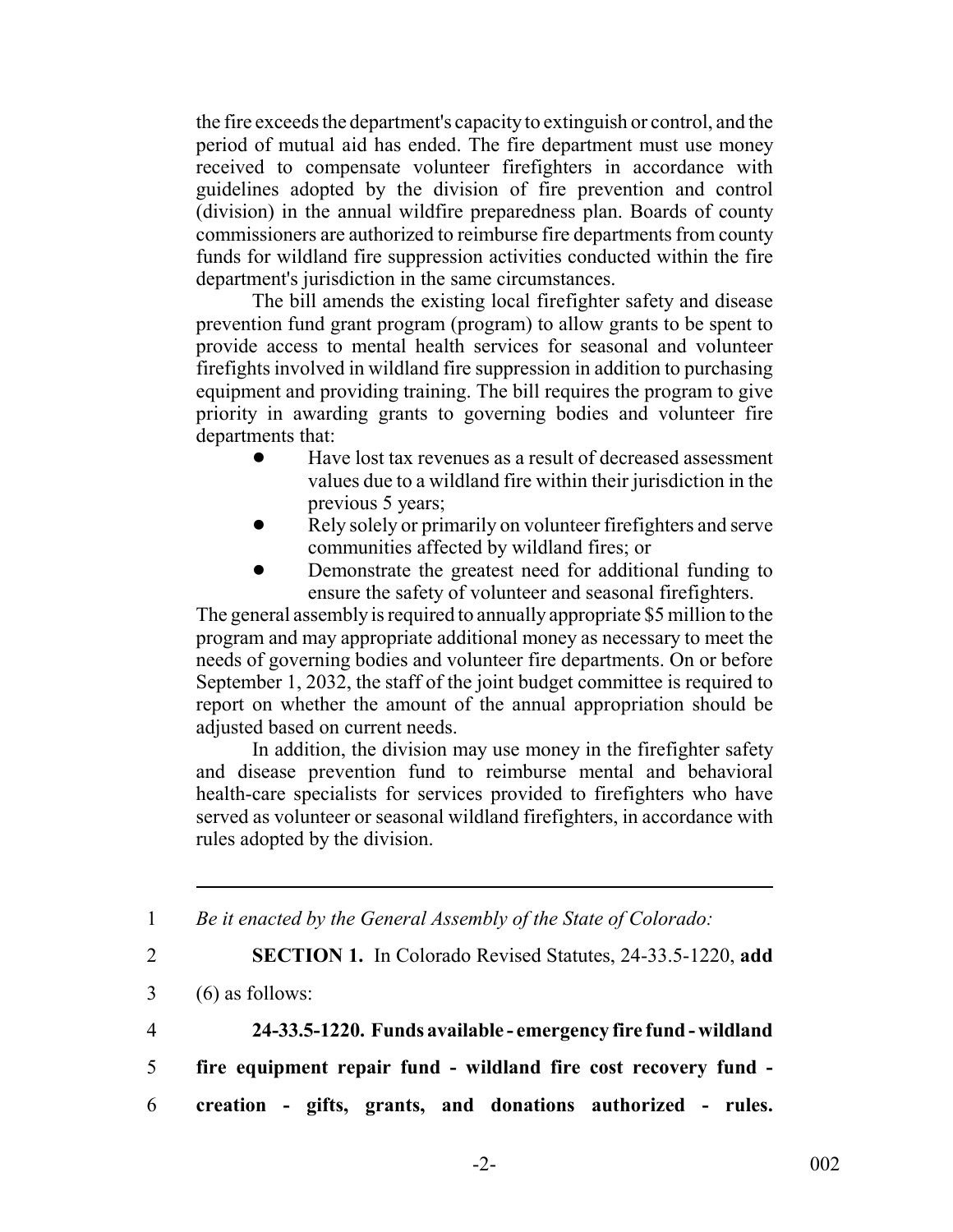the fire exceeds the department's capacity to extinguish or control, and the period of mutual aid has ended. The fire department must use money received to compensate volunteer firefighters in accordance with guidelines adopted by the division of fire prevention and control (division) in the annual wildfire preparedness plan. Boards of county commissioners are authorized to reimburse fire departments from county funds for wildland fire suppression activities conducted within the fire department's jurisdiction in the same circumstances.

The bill amends the existing local firefighter safety and disease prevention fund grant program (program) to allow grants to be spent to provide access to mental health services for seasonal and volunteer firefights involved in wildland fire suppression in addition to purchasing equipment and providing training. The bill requires the program to give priority in awarding grants to governing bodies and volunteer fire departments that:

- Have lost tax revenues as a result of decreased assessment values due to a wildland fire within their jurisdiction in the previous 5 years;
- Rely solely or primarily on volunteer firefighters and serve communities affected by wildland fires; or
- Demonstrate the greatest need for additional funding to ensure the safety of volunteer and seasonal firefighters.

The general assembly is required to annually appropriate $5 million to the program and may appropriate additional money as necessary to meet the needs of governing bodies and volunteer fire departments. On or before September 1, 2032, the staff of the joint budget committee is required to report on whether the amount of the annual appropriation should be adjusted based on current needs.

In addition, the division may use money in the firefighter safety and disease prevention fund to reimburse mental and behavioral health-care specialists for services provided to firefighters who have served as volunteer or seasonal wildland firefighters, in accordance with rules adopted by the division.

---

1 *Be it enacted by the General Assembly of the State of Colorado:*

2 **SECTION 1.** In Colorado Revised Statutes, 24-33.5-1220, **add**

3 (6) as follows:

4 **24-33.5-1220. Funds available - emergency fire fund - wildland**

5 **fire equipment repair fund - wildland fire cost recovery fund -**

6 **creation - gifts, grants, and donations authorized - rules.**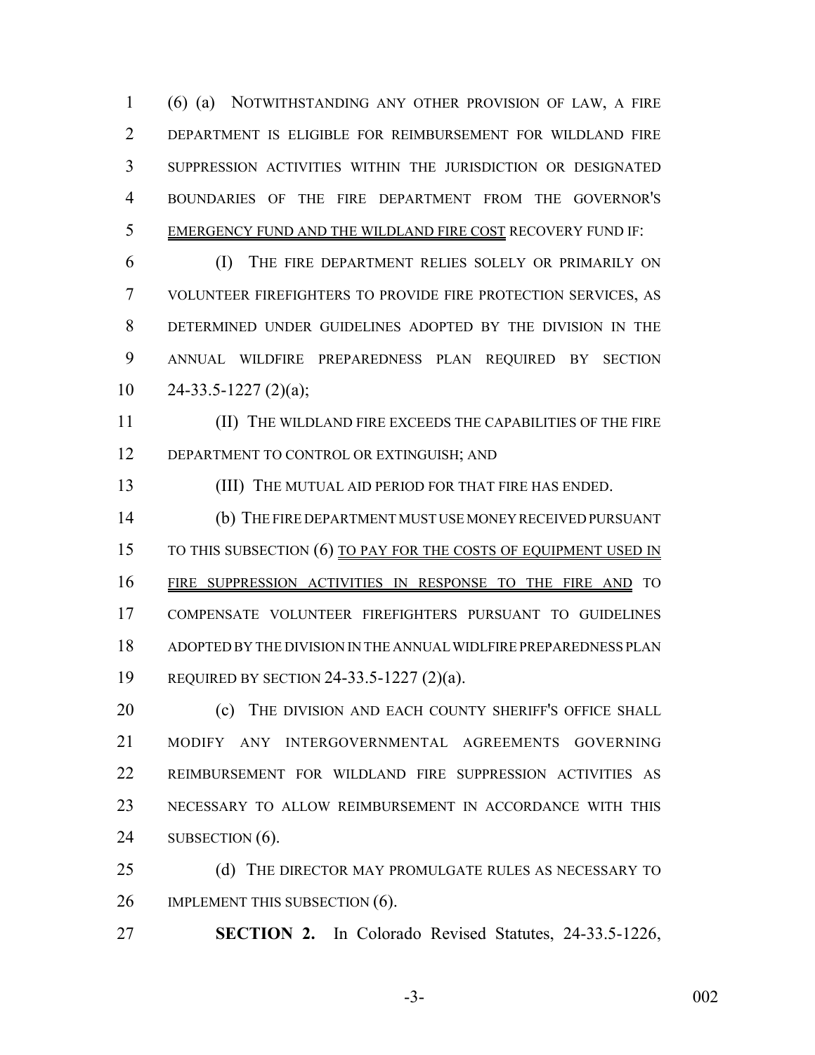(6) (a) NOTWITHSTANDING ANY OTHER PROVISION OF LAW, A FIRE DEPARTMENT IS ELIGIBLE FOR REIMBURSEMENT FOR WILDLAND FIRE SUPPRESSION ACTIVITIES WITHIN THE JURISDICTION OR DESIGNATED BOUNDARIES OF THE FIRE DEPARTMENT FROM THE GOVERNOR'S EMERGENCY FUND AND THE WILDLAND FIRE COST RECOVERY FUND IF:

(I) THE FIRE DEPARTMENT RELIES SOLELY OR PRIMARILY ON VOLUNTEER FIREFIGHTERS TO PROVIDE FIRE PROTECTION SERVICES, AS DETERMINED UNDER GUIDELINES ADOPTED BY THE DIVISION IN THE ANNUAL WILDFIRE PREPAREDNESS PLAN REQUIRED BY SECTION 24-33.5-1227 (2)(a);

(II) THE WILDLAND FIRE EXCEEDS THE CAPABILITIES OF THE FIRE DEPARTMENT TO CONTROL OR EXTINGUISH; AND

(III) THE MUTUAL AID PERIOD FOR THAT FIRE HAS ENDED.

(b) THE FIRE DEPARTMENT MUST USE MONEY RECEIVED PURSUANT TO THIS SUBSECTION (6) TO PAY FOR THE COSTS OF EQUIPMENT USED IN FIRE SUPPRESSION ACTIVITIES IN RESPONSE TO THE FIRE AND TO COMPENSATE VOLUNTEER FIREFIGHTERS PURSUANT TO GUIDELINES ADOPTED BY THE DIVISION IN THE ANNUAL WIDLFIRE PREPAREDNESS PLAN REQUIRED BY SECTION 24-33.5-1227 (2)(a).

(c) THE DIVISION AND EACH COUNTY SHERIFF'S OFFICE SHALL MODIFY ANY INTERGOVERNMENTAL AGREEMENTS GOVERNING REIMBURSEMENT FOR WILDLAND FIRE SUPPRESSION ACTIVITIES AS NECESSARY TO ALLOW REIMBURSEMENT IN ACCORDANCE WITH THIS SUBSECTION (6).

(d) THE DIRECTOR MAY PROMULGATE RULES AS NECESSARY TO IMPLEMENT THIS SUBSECTION (6).

**SECTION 2.** In Colorado Revised Statutes, 24-33.5-1226,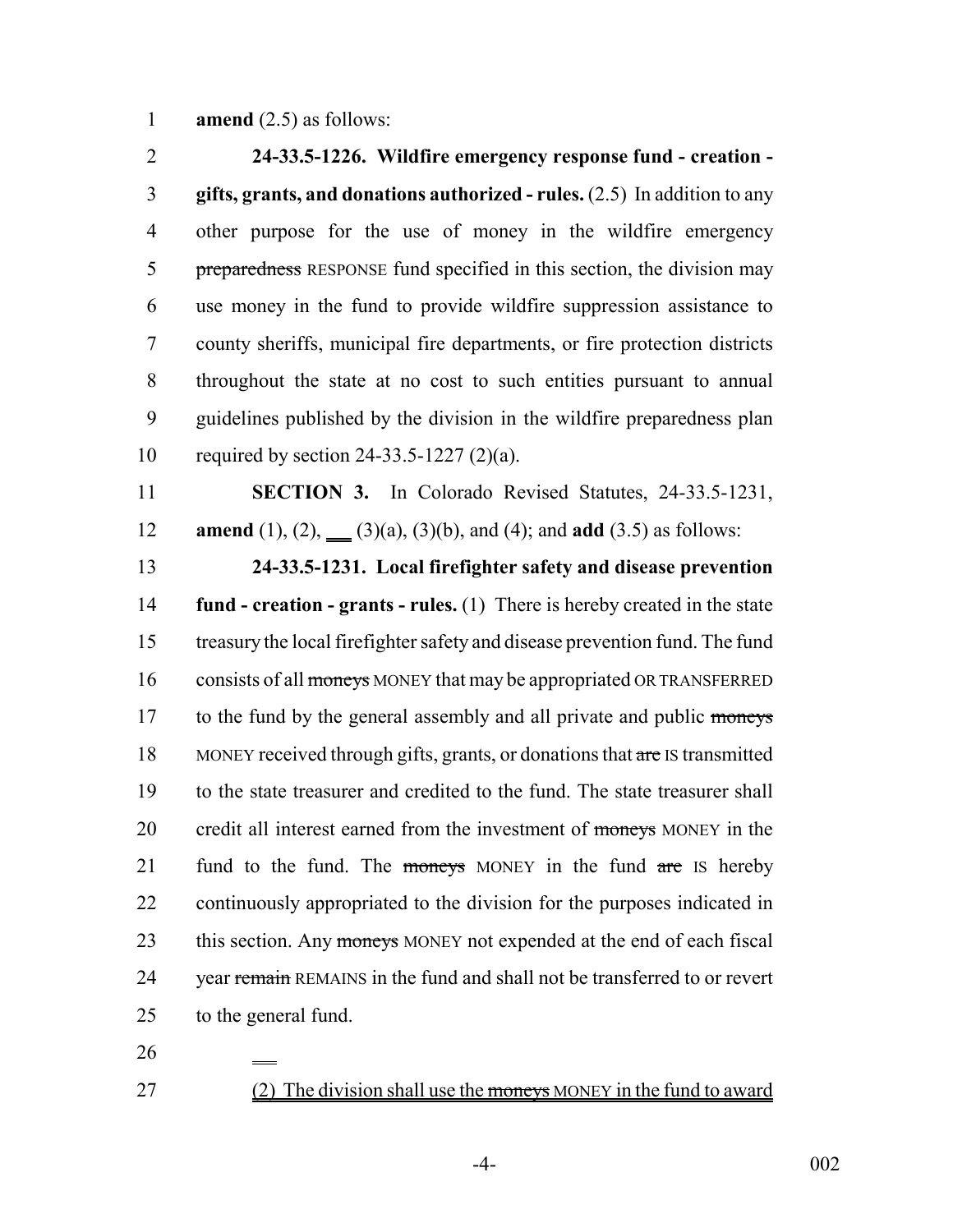**amend** (2.5) as follows:

**24-33.5-1226. Wildfire emergency response fund - creation - gifts, grants, and donations authorized - rules.** (2.5) In addition to any other purpose for the use of money in the wildfire emergency ~~preparedness~~ RESPONSE fund specified in this section, the division may use money in the fund to provide wildfire suppression assistance to county sheriffs, municipal fire departments, or fire protection districts throughout the state at no cost to such entities pursuant to annual guidelines published by the division in the wildfire preparedness plan required by section 24-33.5-1227 (2)(a).

**SECTION 3.** In Colorado Revised Statutes, 24-33.5-1231, **amend** (1), (2), ___ (3)(a), (3)(b), and (4); and **add** (3.5) as follows:

**24-33.5-1231. Local firefighter safety and disease prevention fund - creation - grants - rules.** (1) There is hereby created in the state treasury the local firefighter safety and disease prevention fund. The fund consists of all ~~moneys~~ MONEY that may be appropriated OR TRANSFERRED to the fund by the general assembly and all private and public ~~moneys~~ MONEY received through gifts, grants, or donations that ~~are~~ IS transmitted to the state treasurer and credited to the fund. The state treasurer shall credit all interest earned from the investment of ~~moneys~~ MONEY in the fund to the fund. The ~~moneys~~ MONEY in the fund ~~are~~ IS hereby continuously appropriated to the division for the purposes indicated in this section. Any ~~moneys~~ MONEY not expended at the end of each fiscal year ~~remain~~ REMAINS in the fund and shall not be transferred to or revert to the general fund.

___

<u>(2) The division shall use the ~~moneys~~ MONEY in the fund to award</u>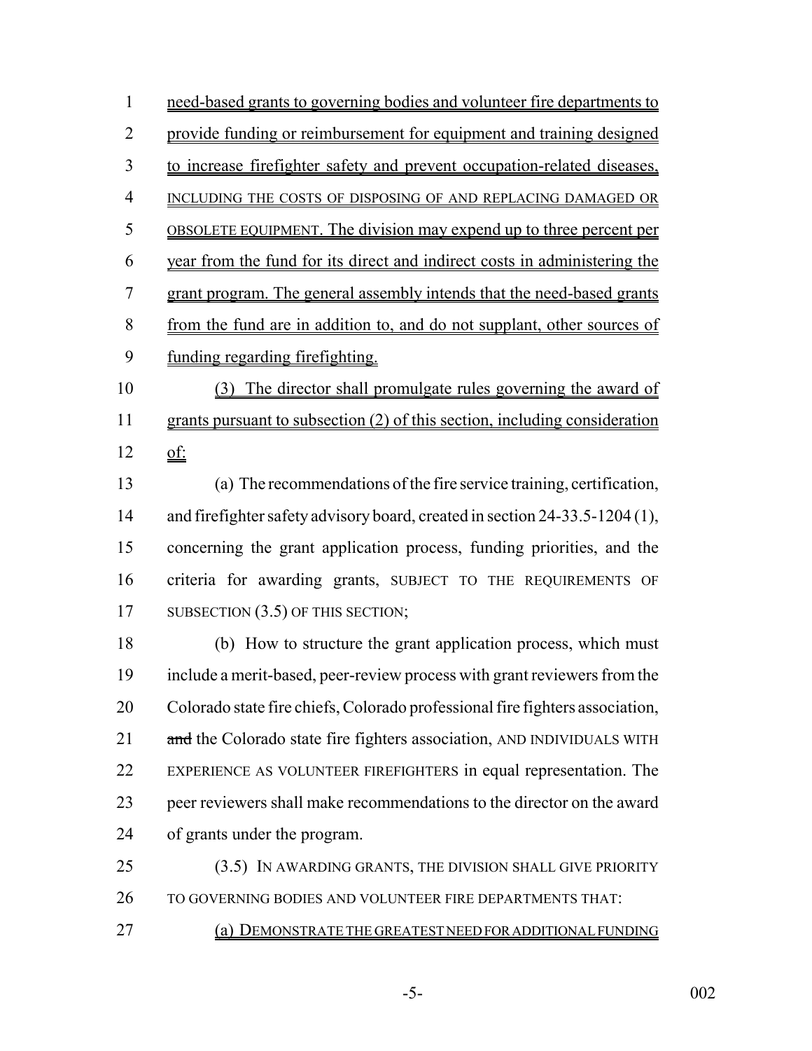need-based grants to governing bodies and volunteer fire departments to provide funding or reimbursement for equipment and training designed to increase firefighter safety and prevent occupation-related diseases, INCLUDING THE COSTS OF DISPOSING OF AND REPLACING DAMAGED OR OBSOLETE EQUIPMENT. The division may expend up to three percent per year from the fund for its direct and indirect costs in administering the grant program. The general assembly intends that the need-based grants from the fund are in addition to, and do not supplant, other sources of funding regarding firefighting.

(3) The director shall promulgate rules governing the award of grants pursuant to subsection (2) of this section, including consideration of:

(a) The recommendations of the fire service training, certification, and firefighter safety advisory board, created in section 24-33.5-1204 (1), concerning the grant application process, funding priorities, and the criteria for awarding grants, SUBJECT TO THE REQUIREMENTS OF SUBSECTION (3.5) OF THIS SECTION;

(b) How to structure the grant application process, which must include a merit-based, peer-review process with grant reviewers from the Colorado state fire chiefs, Colorado professional fire fighters association, ~~and~~ the Colorado state fire fighters association, AND INDIVIDUALS WITH EXPERIENCE AS VOLUNTEER FIREFIGHTERS in equal representation. The peer reviewers shall make recommendations to the director on the award of grants under the program.

(3.5) IN AWARDING GRANTS, THE DIVISION SHALL GIVE PRIORITY TO GOVERNING BODIES AND VOLUNTEER FIRE DEPARTMENTS THAT:

(a) DEMONSTRATE THE GREATEST NEED FOR ADDITIONAL FUNDING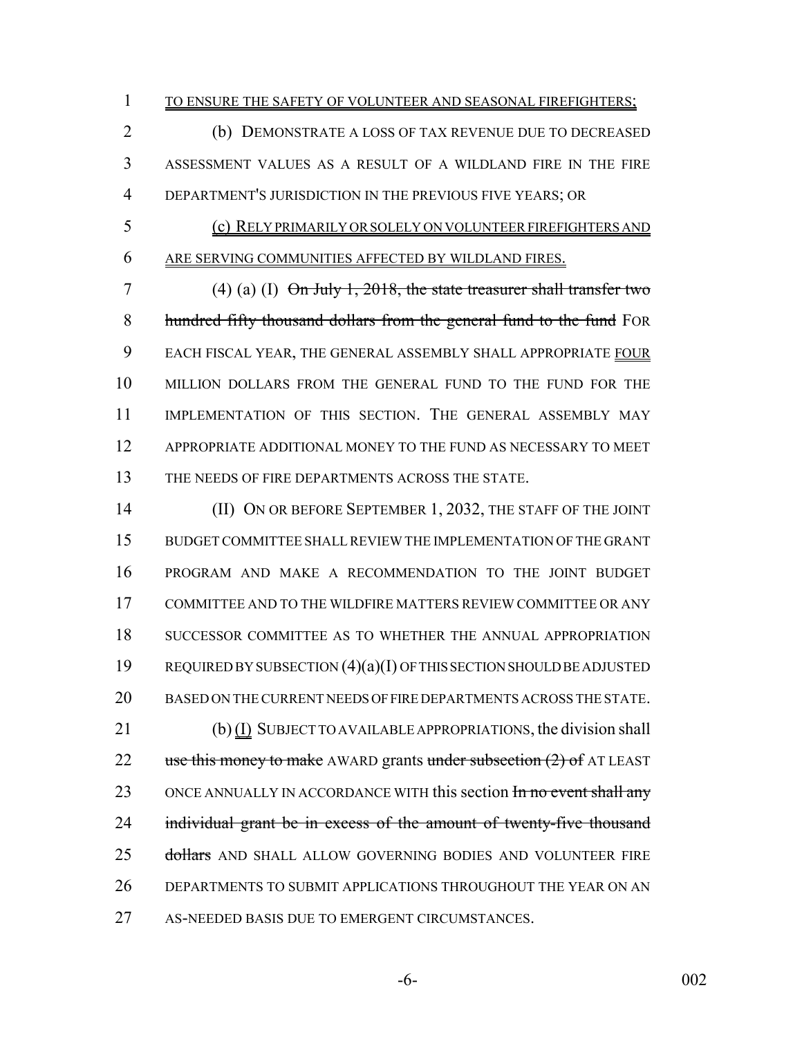TO ENSURE THE SAFETY OF VOLUNTEER AND SEASONAL FIREFIGHTERS;

(b) DEMONSTRATE A LOSS OF TAX REVENUE DUE TO DECREASED ASSESSMENT VALUES AS A RESULT OF A WILDLAND FIRE IN THE FIRE DEPARTMENT'S JURISDICTION IN THE PREVIOUS FIVE YEARS; OR

(c) RELY PRIMARILY OR SOLELY ON VOLUNTEER FIREFIGHTERS AND ARE SERVING COMMUNITIES AFFECTED BY WILDLAND FIRES.

(4) (a) (I) ~~On July 1, 2018, the state treasurer shall transfer two hundred fifty thousand dollars from the general fund to the fund~~ FOR EACH FISCAL YEAR, THE GENERAL ASSEMBLY SHALL APPROPRIATE FOUR MILLION DOLLARS FROM THE GENERAL FUND TO THE FUND FOR THE IMPLEMENTATION OF THIS SECTION. THE GENERAL ASSEMBLY MAY APPROPRIATE ADDITIONAL MONEY TO THE FUND AS NECESSARY TO MEET THE NEEDS OF FIRE DEPARTMENTS ACROSS THE STATE.

(II) ON OR BEFORE SEPTEMBER 1, 2032, THE STAFF OF THE JOINT BUDGET COMMITTEE SHALL REVIEW THE IMPLEMENTATION OF THE GRANT PROGRAM AND MAKE A RECOMMENDATION TO THE JOINT BUDGET COMMITTEE AND TO THE WILDFIRE MATTERS REVIEW COMMITTEE OR ANY SUCCESSOR COMMITTEE AS TO WHETHER THE ANNUAL APPROPRIATION REQUIRED BY SUBSECTION (4)(a)(I) OF THIS SECTION SHOULD BE ADJUSTED BASED ON THE CURRENT NEEDS OF FIRE DEPARTMENTS ACROSS THE STATE.

(b) (I) SUBJECT TO AVAILABLE APPROPRIATIONS, the division shall ~~use this money to make~~ AWARD grants ~~under subsection (2) of~~ AT LEAST ONCE ANNUALLY IN ACCORDANCE WITH this section ~~In no event shall any individual grant be in excess of the amount of twenty-five thousand dollars~~ AND SHALL ALLOW GOVERNING BODIES AND VOLUNTEER FIRE DEPARTMENTS TO SUBMIT APPLICATIONS THROUGHOUT THE YEAR ON AN AS-NEEDED BASIS DUE TO EMERGENT CIRCUMSTANCES.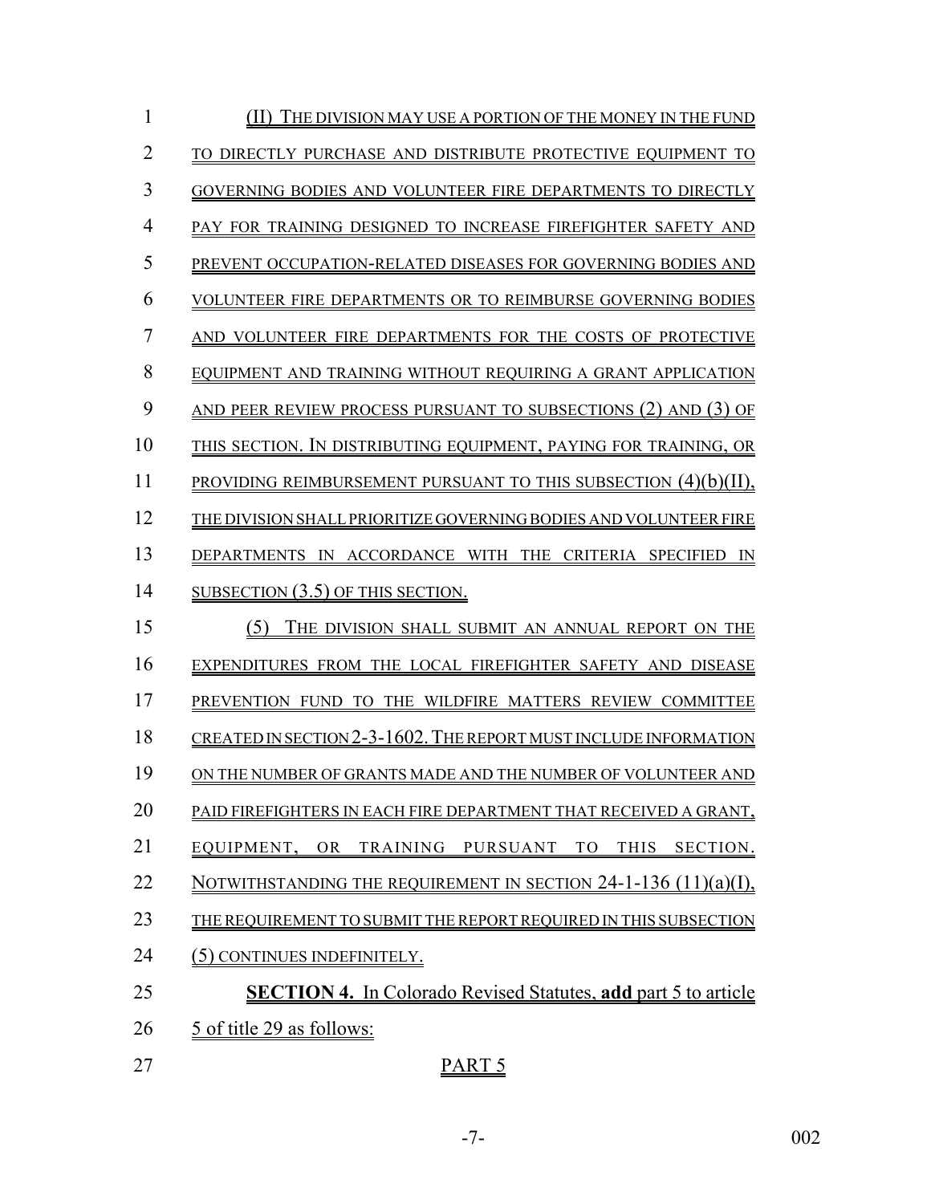(II) THE DIVISION MAY USE A PORTION OF THE MONEY IN THE FUND TO DIRECTLY PURCHASE AND DISTRIBUTE PROTECTIVE EQUIPMENT TO GOVERNING BODIES AND VOLUNTEER FIRE DEPARTMENTS TO DIRECTLY PAY FOR TRAINING DESIGNED TO INCREASE FIREFIGHTER SAFETY AND PREVENT OCCUPATION-RELATED DISEASES FOR GOVERNING BODIES AND VOLUNTEER FIRE DEPARTMENTS OR TO REIMBURSE GOVERNING BODIES AND VOLUNTEER FIRE DEPARTMENTS FOR THE COSTS OF PROTECTIVE EQUIPMENT AND TRAINING WITHOUT REQUIRING A GRANT APPLICATION AND PEER REVIEW PROCESS PURSUANT TO SUBSECTIONS (2) AND (3) OF THIS SECTION. IN DISTRIBUTING EQUIPMENT, PAYING FOR TRAINING, OR PROVIDING REIMBURSEMENT PURSUANT TO THIS SUBSECTION (4)(b)(II), THE DIVISION SHALL PRIORITIZE GOVERNING BODIES AND VOLUNTEER FIRE DEPARTMENTS IN ACCORDANCE WITH THE CRITERIA SPECIFIED IN SUBSECTION (3.5) OF THIS SECTION.

(5) THE DIVISION SHALL SUBMIT AN ANNUAL REPORT ON THE EXPENDITURES FROM THE LOCAL FIREFIGHTER SAFETY AND DISEASE PREVENTION FUND TO THE WILDFIRE MATTERS REVIEW COMMITTEE CREATED IN SECTION 2-3-1602. THE REPORT MUST INCLUDE INFORMATION ON THE NUMBER OF GRANTS MADE AND THE NUMBER OF VOLUNTEER AND PAID FIREFIGHTERS IN EACH FIRE DEPARTMENT THAT RECEIVED A GRANT, EQUIPMENT, OR TRAINING PURSUANT TO THIS SECTION. NOTWITHSTANDING THE REQUIREMENT IN SECTION 24-1-136 (11)(a)(I), THE REQUIREMENT TO SUBMIT THE REPORT REQUIRED IN THIS SUBSECTION (5) CONTINUES INDEFINITELY.

**SECTION 4.** In Colorado Revised Statutes, **add** part 5 to article 5 of title 29 as follows:

PART 5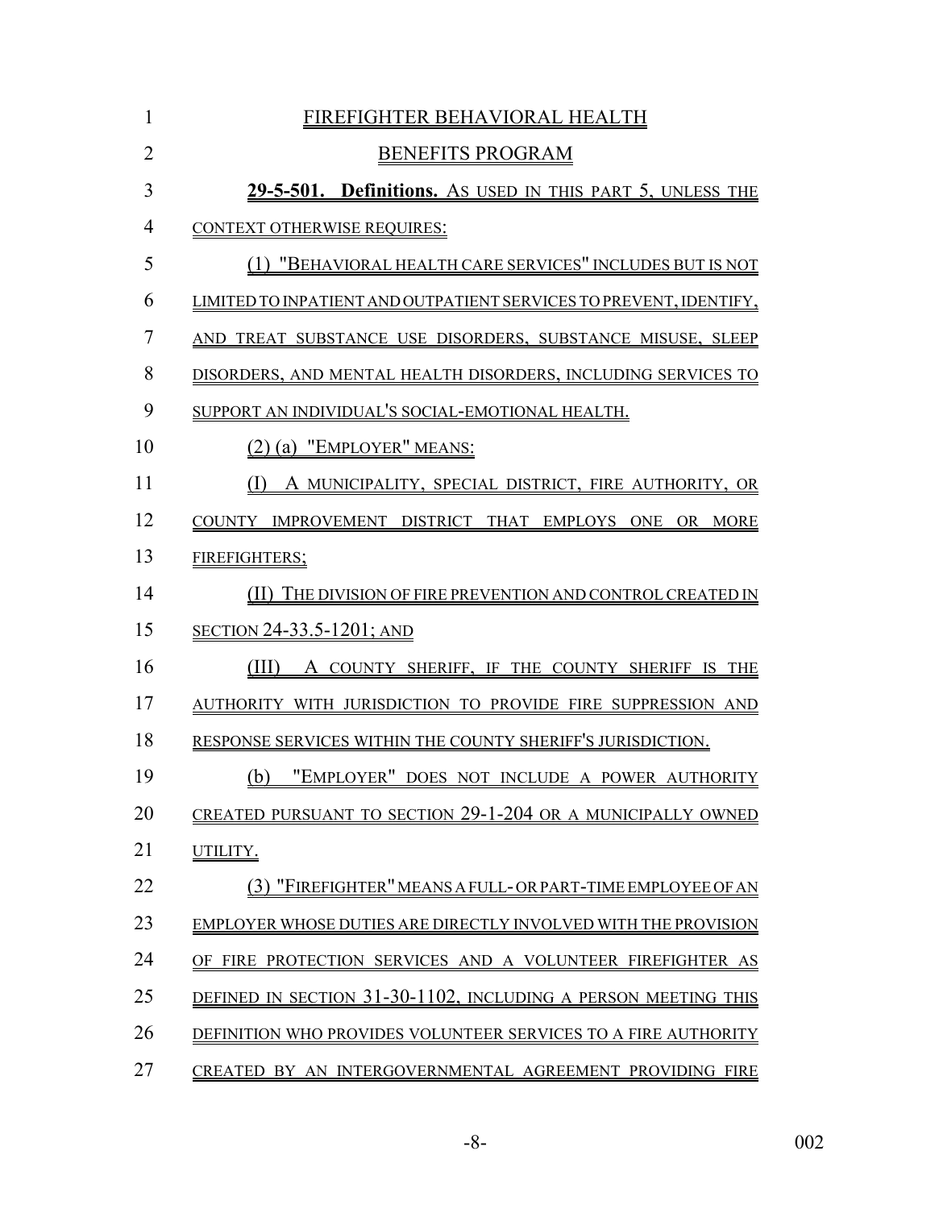FIREFIGHTER BEHAVIORAL HEALTH BENEFITS PROGRAM

**29-5-501. Definitions.** AS USED IN THIS PART 5, UNLESS THE CONTEXT OTHERWISE REQUIRES:

(1) "BEHAVIORAL HEALTH CARE SERVICES" INCLUDES BUT IS NOT LIMITED TO INPATIENT AND OUTPATIENT SERVICES TO PREVENT, IDENTIFY, AND TREAT SUBSTANCE USE DISORDERS, SUBSTANCE MISUSE, SLEEP DISORDERS, AND MENTAL HEALTH DISORDERS, INCLUDING SERVICES TO SUPPORT AN INDIVIDUAL'S SOCIAL-EMOTIONAL HEALTH.

(2) (a) "EMPLOYER" MEANS:

(I) A MUNICIPALITY, SPECIAL DISTRICT, FIRE AUTHORITY, OR COUNTY IMPROVEMENT DISTRICT THAT EMPLOYS ONE OR MORE FIREFIGHTERS;

(II) THE DIVISION OF FIRE PREVENTION AND CONTROL CREATED IN SECTION 24-33.5-1201; AND

(III) A COUNTY SHERIFF, IF THE COUNTY SHERIFF IS THE AUTHORITY WITH JURISDICTION TO PROVIDE FIRE SUPPRESSION AND RESPONSE SERVICES WITHIN THE COUNTY SHERIFF'S JURISDICTION.

(b) "EMPLOYER" DOES NOT INCLUDE A POWER AUTHORITY CREATED PURSUANT TO SECTION 29-1-204 OR A MUNICIPALLY OWNED UTILITY.

(3) "FIREFIGHTER" MEANS A FULL- OR PART-TIME EMPLOYEE OF AN EMPLOYER WHOSE DUTIES ARE DIRECTLY INVOLVED WITH THE PROVISION OF FIRE PROTECTION SERVICES AND A VOLUNTEER FIREFIGHTER AS DEFINED IN SECTION 31-30-1102, INCLUDING A PERSON MEETING THIS DEFINITION WHO PROVIDES VOLUNTEER SERVICES TO A FIRE AUTHORITY CREATED BY AN INTERGOVERNMENTAL AGREEMENT PROVIDING FIRE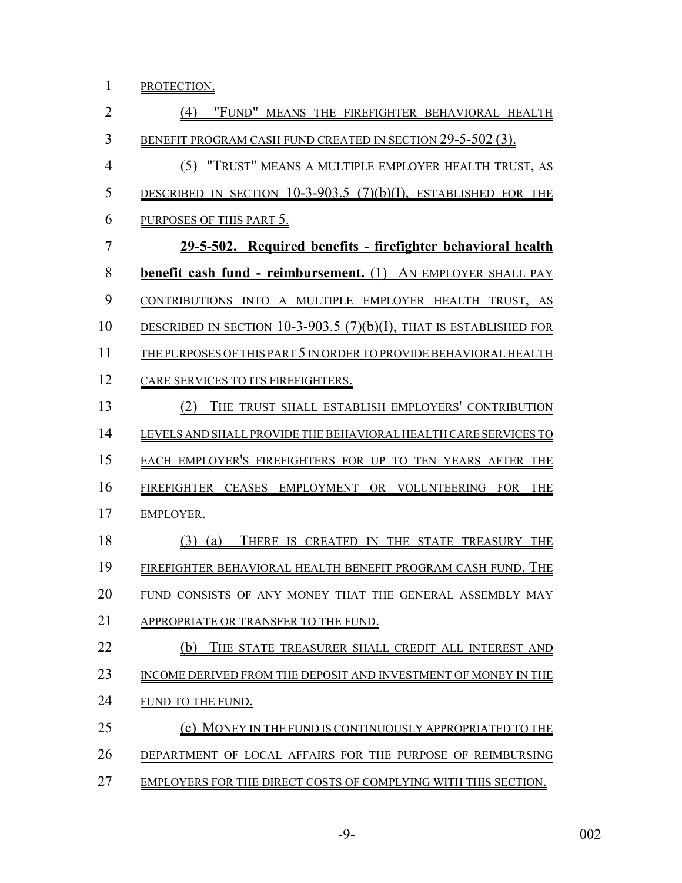PROTECTION.

(4) "FUND" MEANS THE FIREFIGHTER BEHAVIORAL HEALTH BENEFIT PROGRAM CASH FUND CREATED IN SECTION 29-5-502 (3).

(5) "TRUST" MEANS A MULTIPLE EMPLOYER HEALTH TRUST, AS DESCRIBED IN SECTION 10-3-903.5 (7)(b)(I), ESTABLISHED FOR THE PURPOSES OF THIS PART 5.

**29-5-502. Required benefits - firefighter behavioral health benefit cash fund - reimbursement.** (1) AN EMPLOYER SHALL PAY CONTRIBUTIONS INTO A MULTIPLE EMPLOYER HEALTH TRUST, AS DESCRIBED IN SECTION 10-3-903.5 (7)(b)(I), THAT IS ESTABLISHED FOR THE PURPOSES OF THIS PART 5 IN ORDER TO PROVIDE BEHAVIORAL HEALTH CARE SERVICES TO ITS FIREFIGHTERS.

(2) THE TRUST SHALL ESTABLISH EMPLOYERS' CONTRIBUTION LEVELS AND SHALL PROVIDE THE BEHAVIORAL HEALTH CARE SERVICES TO EACH EMPLOYER'S FIREFIGHTERS FOR UP TO TEN YEARS AFTER THE FIREFIGHTER CEASES EMPLOYMENT OR VOLUNTEERING FOR THE EMPLOYER.

(3) (a) THERE IS CREATED IN THE STATE TREASURY THE FIREFIGHTER BEHAVIORAL HEALTH BENEFIT PROGRAM CASH FUND. THE FUND CONSISTS OF ANY MONEY THAT THE GENERAL ASSEMBLY MAY APPROPRIATE OR TRANSFER TO THE FUND.

(b) THE STATE TREASURER SHALL CREDIT ALL INTEREST AND INCOME DERIVED FROM THE DEPOSIT AND INVESTMENT OF MONEY IN THE FUND TO THE FUND.

(c) MONEY IN THE FUND IS CONTINUOUSLY APPROPRIATED TO THE DEPARTMENT OF LOCAL AFFAIRS FOR THE PURPOSE OF REIMBURSING EMPLOYERS FOR THE DIRECT COSTS OF COMPLYING WITH THIS SECTION.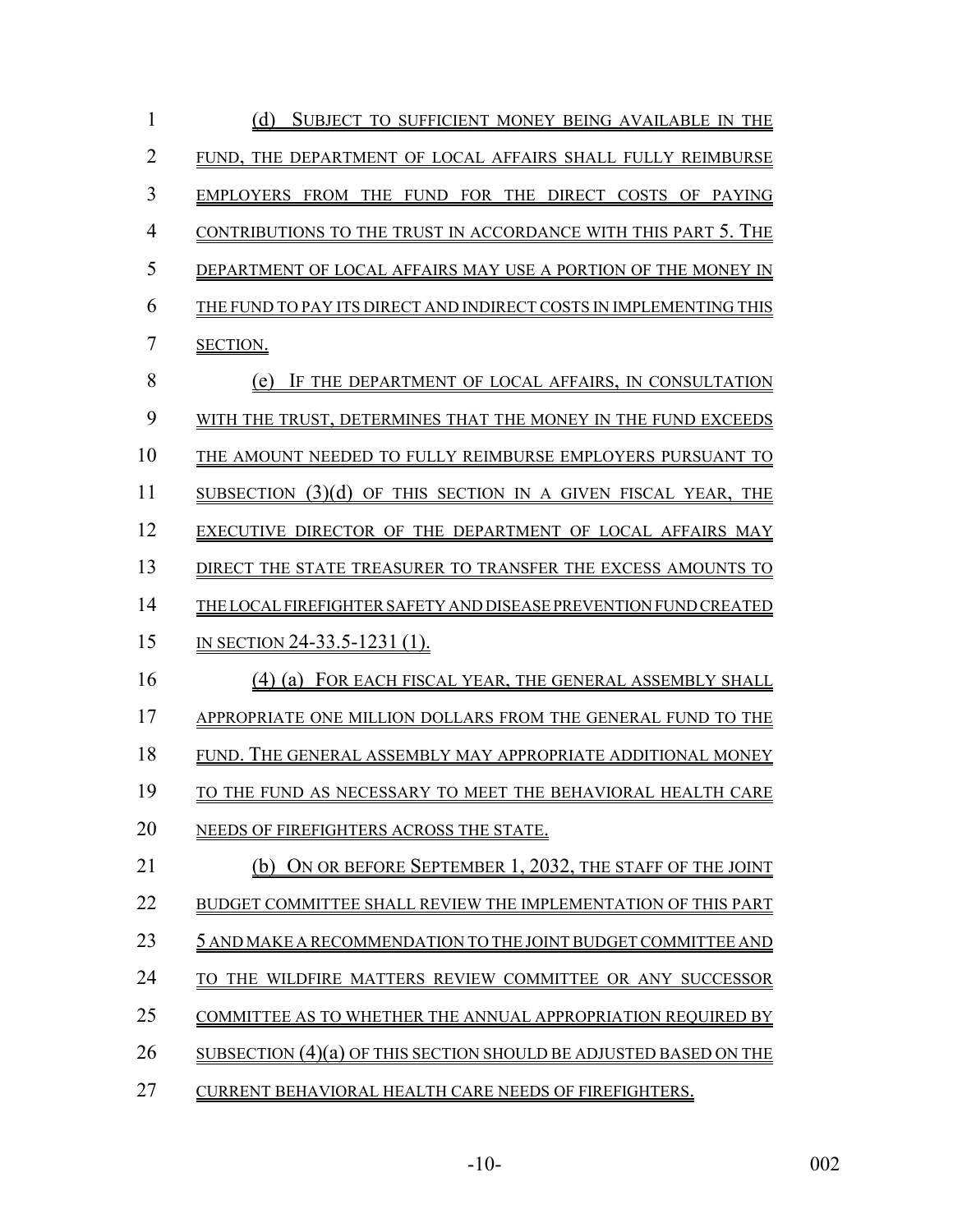(d) SUBJECT TO SUFFICIENT MONEY BEING AVAILABLE IN THE FUND, THE DEPARTMENT OF LOCAL AFFAIRS SHALL FULLY REIMBURSE EMPLOYERS FROM THE FUND FOR THE DIRECT COSTS OF PAYING CONTRIBUTIONS TO THE TRUST IN ACCORDANCE WITH THIS PART 5. THE DEPARTMENT OF LOCAL AFFAIRS MAY USE A PORTION OF THE MONEY IN THE FUND TO PAY ITS DIRECT AND INDIRECT COSTS IN IMPLEMENTING THIS SECTION.

(e) IF THE DEPARTMENT OF LOCAL AFFAIRS, IN CONSULTATION WITH THE TRUST, DETERMINES THAT THE MONEY IN THE FUND EXCEEDS THE AMOUNT NEEDED TO FULLY REIMBURSE EMPLOYERS PURSUANT TO SUBSECTION (3)(d) OF THIS SECTION IN A GIVEN FISCAL YEAR, THE EXECUTIVE DIRECTOR OF THE DEPARTMENT OF LOCAL AFFAIRS MAY DIRECT THE STATE TREASURER TO TRANSFER THE EXCESS AMOUNTS TO THE LOCAL FIREFIGHTER SAFETY AND DISEASE PREVENTION FUND CREATED IN SECTION 24-33.5-1231 (1).

(4) (a) FOR EACH FISCAL YEAR, THE GENERAL ASSEMBLY SHALL APPROPRIATE ONE MILLION DOLLARS FROM THE GENERAL FUND TO THE FUND. THE GENERAL ASSEMBLY MAY APPROPRIATE ADDITIONAL MONEY TO THE FUND AS NECESSARY TO MEET THE BEHAVIORAL HEALTH CARE NEEDS OF FIREFIGHTERS ACROSS THE STATE.

(b) ON OR BEFORE SEPTEMBER 1, 2032, THE STAFF OF THE JOINT BUDGET COMMITTEE SHALL REVIEW THE IMPLEMENTATION OF THIS PART 5 AND MAKE A RECOMMENDATION TO THE JOINT BUDGET COMMITTEE AND TO THE WILDFIRE MATTERS REVIEW COMMITTEE OR ANY SUCCESSOR COMMITTEE AS TO WHETHER THE ANNUAL APPROPRIATION REQUIRED BY SUBSECTION (4)(a) OF THIS SECTION SHOULD BE ADJUSTED BASED ON THE CURRENT BEHAVIORAL HEALTH CARE NEEDS OF FIREFIGHTERS.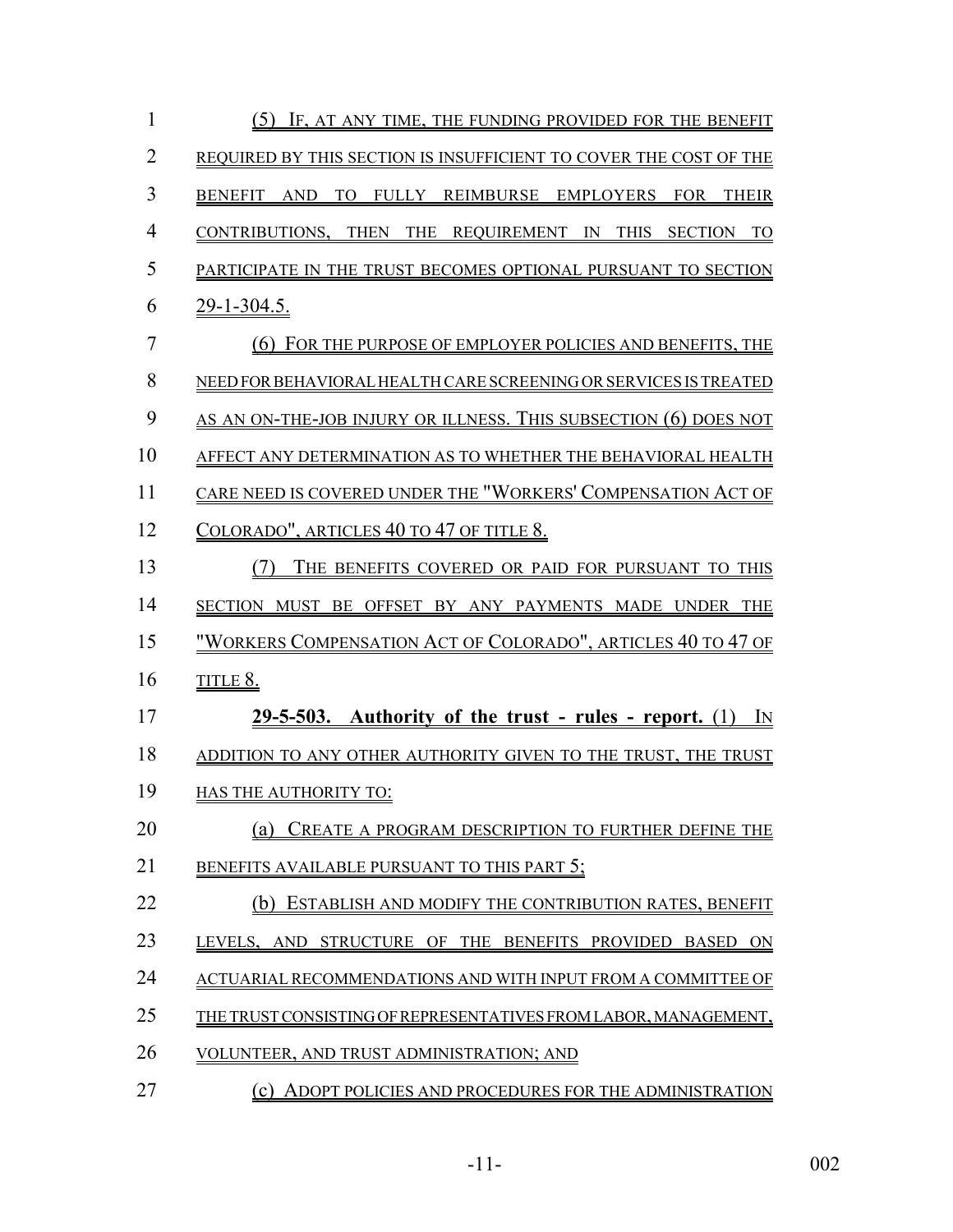(5) IF, AT ANY TIME, THE FUNDING PROVIDED FOR THE BENEFIT REQUIRED BY THIS SECTION IS INSUFFICIENT TO COVER THE COST OF THE BENEFIT AND TO FULLY REIMBURSE EMPLOYERS FOR THEIR CONTRIBUTIONS, THEN THE REQUIREMENT IN THIS SECTION TO PARTICIPATE IN THE TRUST BECOMES OPTIONAL PURSUANT TO SECTION 29-1-304.5.

(6) FOR THE PURPOSE OF EMPLOYER POLICIES AND BENEFITS, THE NEED FOR BEHAVIORAL HEALTH CARE SCREENING OR SERVICES IS TREATED AS AN ON-THE-JOB INJURY OR ILLNESS. THIS SUBSECTION (6) DOES NOT AFFECT ANY DETERMINATION AS TO WHETHER THE BEHAVIORAL HEALTH CARE NEED IS COVERED UNDER THE "WORKERS' COMPENSATION ACT OF COLORADO", ARTICLES 40 TO 47 OF TITLE 8.

(7) THE BENEFITS COVERED OR PAID FOR PURSUANT TO THIS SECTION MUST BE OFFSET BY ANY PAYMENTS MADE UNDER THE "WORKERS COMPENSATION ACT OF COLORADO", ARTICLES 40 TO 47 OF TITLE 8.

**29-5-503. Authority of the trust - rules - report.** (1) IN ADDITION TO ANY OTHER AUTHORITY GIVEN TO THE TRUST, THE TRUST HAS THE AUTHORITY TO:

(a) CREATE A PROGRAM DESCRIPTION TO FURTHER DEFINE THE BENEFITS AVAILABLE PURSUANT TO THIS PART 5;

(b) ESTABLISH AND MODIFY THE CONTRIBUTION RATES, BENEFIT LEVELS, AND STRUCTURE OF THE BENEFITS PROVIDED BASED ON ACTUARIAL RECOMMENDATIONS AND WITH INPUT FROM A COMMITTEE OF THE TRUST CONSISTING OF REPRESENTATIVES FROM LABOR, MANAGEMENT, VOLUNTEER, AND TRUST ADMINISTRATION; AND

(c) ADOPT POLICIES AND PROCEDURES FOR THE ADMINISTRATION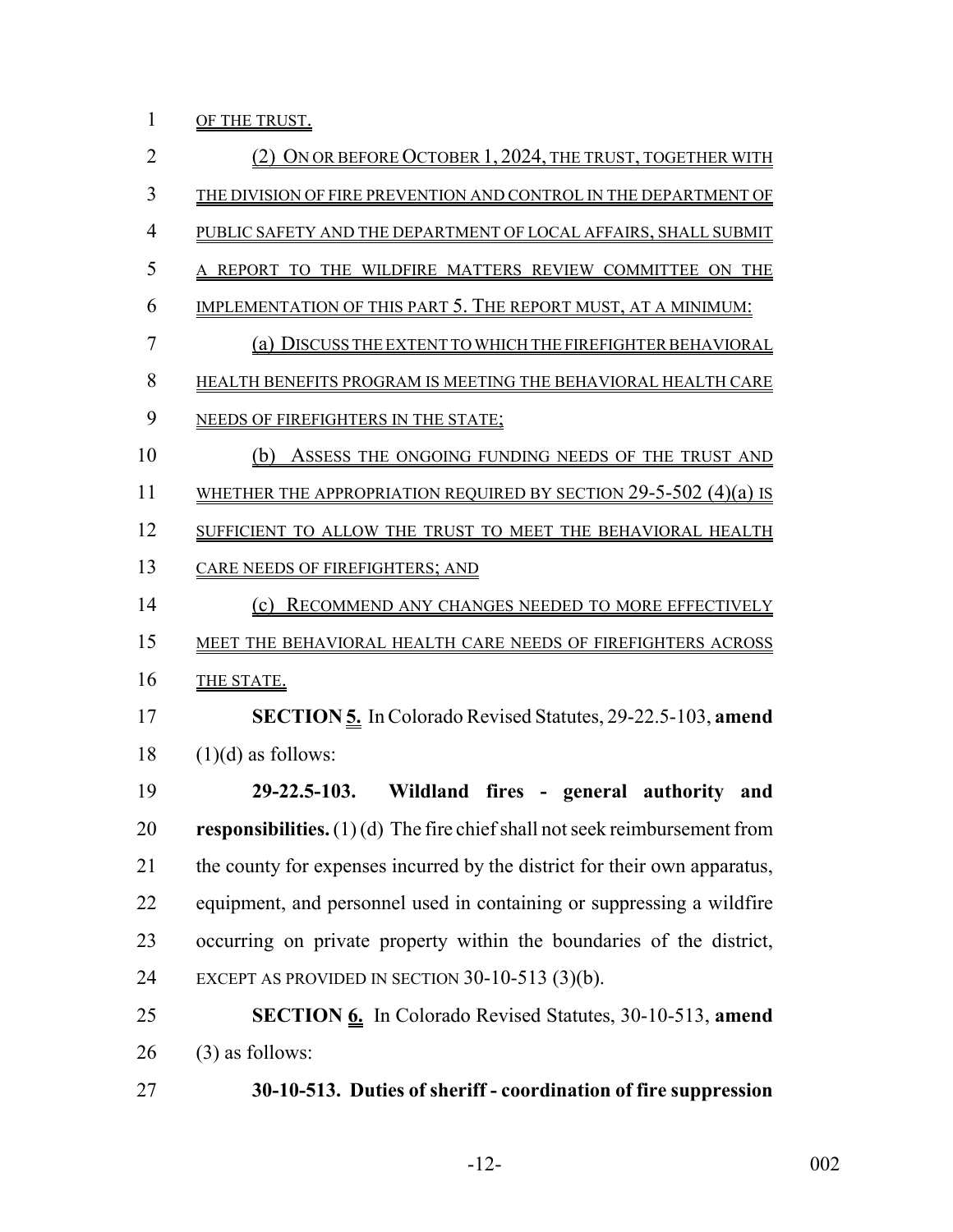OF THE TRUST.

(2) ON OR BEFORE OCTOBER 1, 2024, THE TRUST, TOGETHER WITH THE DIVISION OF FIRE PREVENTION AND CONTROL IN THE DEPARTMENT OF PUBLIC SAFETY AND THE DEPARTMENT OF LOCAL AFFAIRS, SHALL SUBMIT A REPORT TO THE WILDFIRE MATTERS REVIEW COMMITTEE ON THE IMPLEMENTATION OF THIS PART 5. THE REPORT MUST, AT A MINIMUM:

(a) DISCUSS THE EXTENT TO WHICH THE FIREFIGHTER BEHAVIORAL HEALTH BENEFITS PROGRAM IS MEETING THE BEHAVIORAL HEALTH CARE NEEDS OF FIREFIGHTERS IN THE STATE;

(b) ASSESS THE ONGOING FUNDING NEEDS OF THE TRUST AND WHETHER THE APPROPRIATION REQUIRED BY SECTION 29-5-502 (4)(a) IS SUFFICIENT TO ALLOW THE TRUST TO MEET THE BEHAVIORAL HEALTH CARE NEEDS OF FIREFIGHTERS; AND

(c) RECOMMEND ANY CHANGES NEEDED TO MORE EFFECTIVELY MEET THE BEHAVIORAL HEALTH CARE NEEDS OF FIREFIGHTERS ACROSS THE STATE.

**SECTION 5.** In Colorado Revised Statutes, 29-22.5-103, **amend** (1)(d) as follows:

**29-22.5-103. Wildland fires - general authority and responsibilities.** (1) (d) The fire chief shall not seek reimbursement from the county for expenses incurred by the district for their own apparatus, equipment, and personnel used in containing or suppressing a wildfire occurring on private property within the boundaries of the district, EXCEPT AS PROVIDED IN SECTION 30-10-513 (3)(b).

**SECTION 6.** In Colorado Revised Statutes, 30-10-513, **amend** (3) as follows:

**30-10-513. Duties of sheriff - coordination of fire suppression**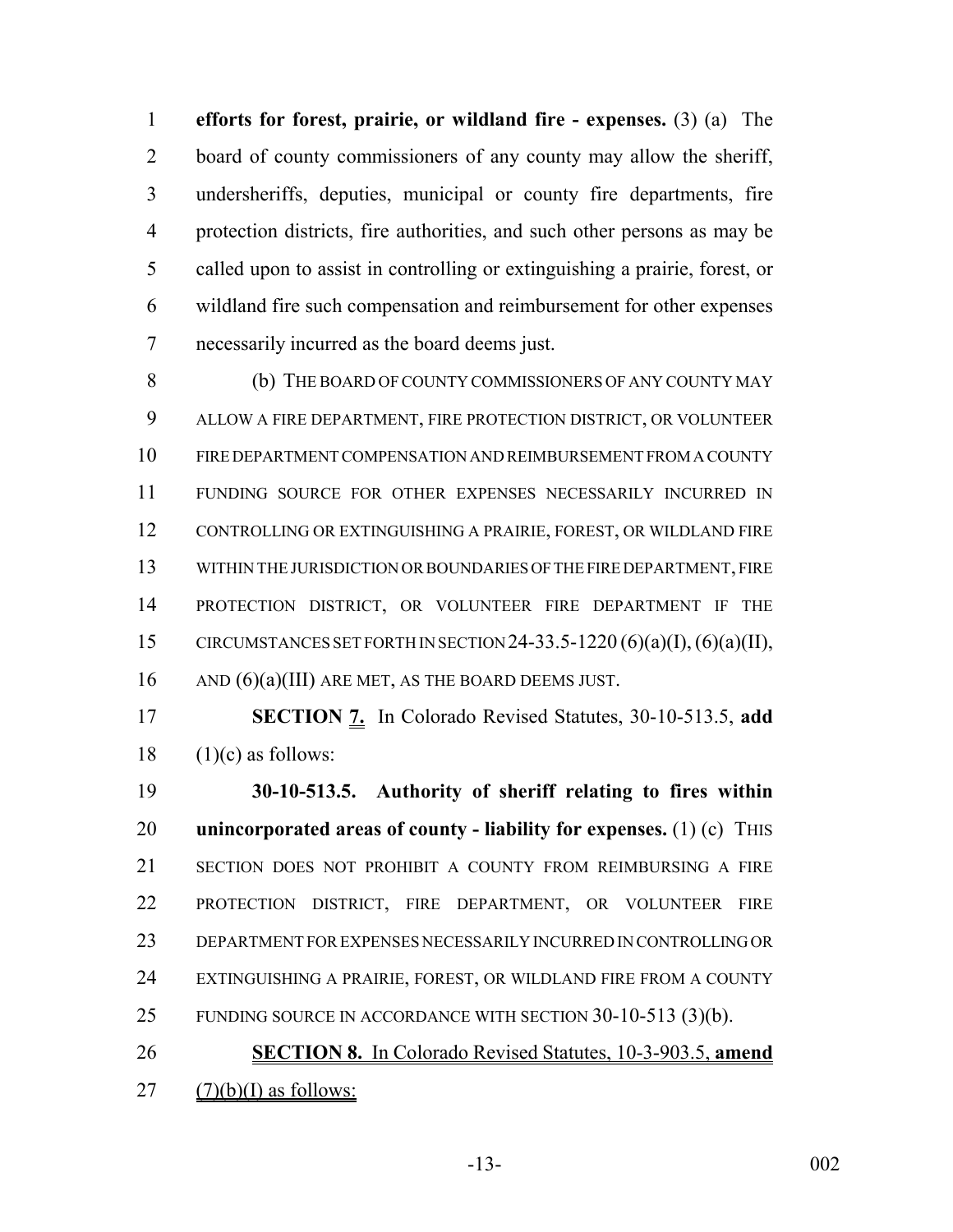**efforts for forest, prairie, or wildland fire - expenses.** (3) (a) The board of county commissioners of any county may allow the sheriff, undersheriffs, deputies, municipal or county fire departments, fire protection districts, fire authorities, and such other persons as may be called upon to assist in controlling or extinguishing a prairie, forest, or wildland fire such compensation and reimbursement for other expenses necessarily incurred as the board deems just.

(b) THE BOARD OF COUNTY COMMISSIONERS OF ANY COUNTY MAY ALLOW A FIRE DEPARTMENT, FIRE PROTECTION DISTRICT, OR VOLUNTEER FIRE DEPARTMENT COMPENSATION AND REIMBURSEMENT FROM A COUNTY FUNDING SOURCE FOR OTHER EXPENSES NECESSARILY INCURRED IN CONTROLLING OR EXTINGUISHING A PRAIRIE, FOREST, OR WILDLAND FIRE WITHIN THE JURISDICTION OR BOUNDARIES OF THE FIRE DEPARTMENT, FIRE PROTECTION DISTRICT, OR VOLUNTEER FIRE DEPARTMENT IF THE CIRCUMSTANCES SET FORTH IN SECTION 24-33.5-1220 (6)(a)(I), (6)(a)(II), AND (6)(a)(III) ARE MET, AS THE BOARD DEEMS JUST.

**SECTION 7.** In Colorado Revised Statutes, 30-10-513.5, **add** (1)(c) as follows:

**30-10-513.5. Authority of sheriff relating to fires within unincorporated areas of county - liability for expenses.** (1) (c) THIS SECTION DOES NOT PROHIBIT A COUNTY FROM REIMBURSING A FIRE PROTECTION DISTRICT, FIRE DEPARTMENT, OR VOLUNTEER FIRE DEPARTMENT FOR EXPENSES NECESSARILY INCURRED IN CONTROLLING OR EXTINGUISHING A PRAIRIE, FOREST, OR WILDLAND FIRE FROM A COUNTY FUNDING SOURCE IN ACCORDANCE WITH SECTION 30-10-513 (3)(b).

**SECTION 8.** In Colorado Revised Statutes, 10-3-903.5, **amend** (7)(b)(I) as follows: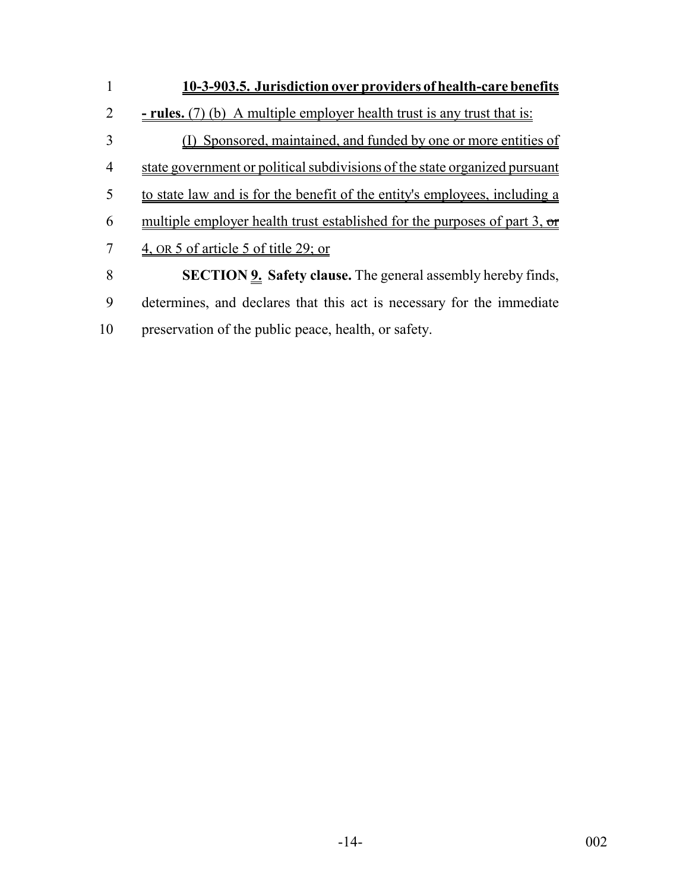**10-3-903.5. Jurisdiction over providers of health-care benefits - rules.** (7) (b) A multiple employer health trust is any trust that is:

(I) Sponsored, maintained, and funded by one or more entities of state government or political subdivisions of the state organized pursuant to state law and is for the benefit of the entity's employees, including a multiple employer health trust established for the purposes of part 3, ~~or~~ 4, OR 5 of article 5 of title 29; or

**SECTION 9. Safety clause.** The general assembly hereby finds, determines, and declares that this act is necessary for the immediate preservation of the public peace, health, or safety.